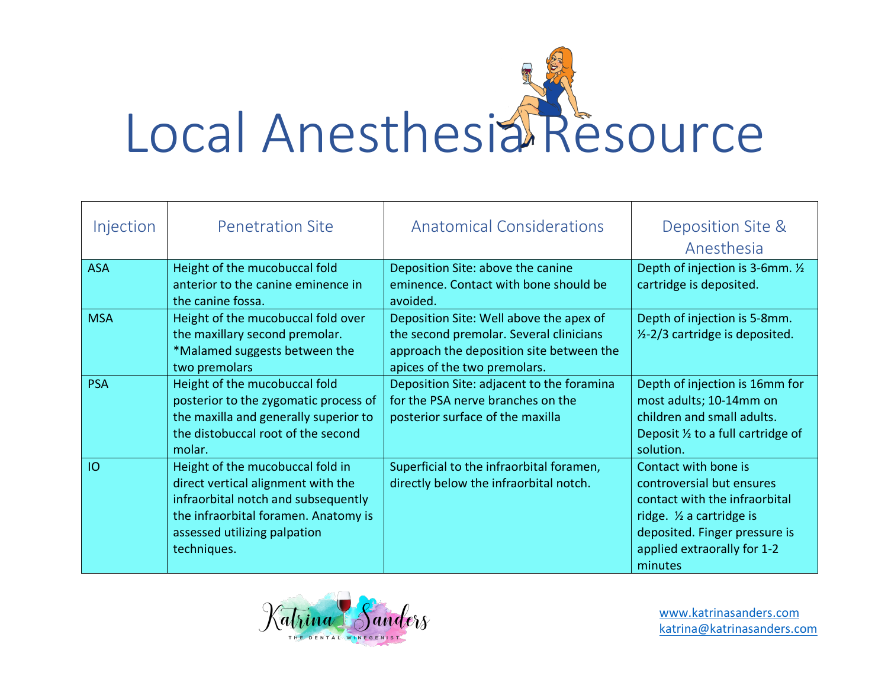# Local Anesthesia Resource

| Injection | Penetration Site | Anatomical Considerations | Deposition Site & Anesthesia |
|---|---|---|---|
| ASA | Height of the mucobuccal fold anterior to the canine eminence in the canine fossa. | Deposition Site: above the canine eminence. Contact with bone should be avoided. | Depth of injection is 3-6mm. ½ cartridge is deposited. |
| MSA | Height of the mucobuccal fold over the maxillary second premolar. *Malamed suggests between the two premolars | Deposition Site: Well above the apex of the second premolar. Several clinicians approach the deposition site between the apices of the two premolars. | Depth of injection is 5-8mm. ½-2/3 cartridge is deposited. |
| PSA | Height of the mucobuccal fold posterior to the zygomatic process of the maxilla and generally superior to the distobuccal root of the second molar. | Deposition Site: adjacent to the foramina for the PSA nerve branches on the posterior surface of the maxilla | Depth of injection is 16mm for most adults; 10-14mm on children and small adults. Deposit ½ to a full cartridge of solution. |
| IO | Height of the mucobuccal fold in direct vertical alignment with the infraorbital notch and subsequently the infraorbital foramen. Anatomy is assessed utilizing palpation techniques. | Superficial to the infraorbital foramen, directly below the infraorbital notch. | Contact with bone is controversial but ensures contact with the infraorbital ridge. ½ a cartridge is deposited. Finger pressure is applied extraorally for 1-2 minutes |

Katrina Sanders
THE DENTAL WINEGENIST

www.katrinasanders.com
katrina@katrinasanders.com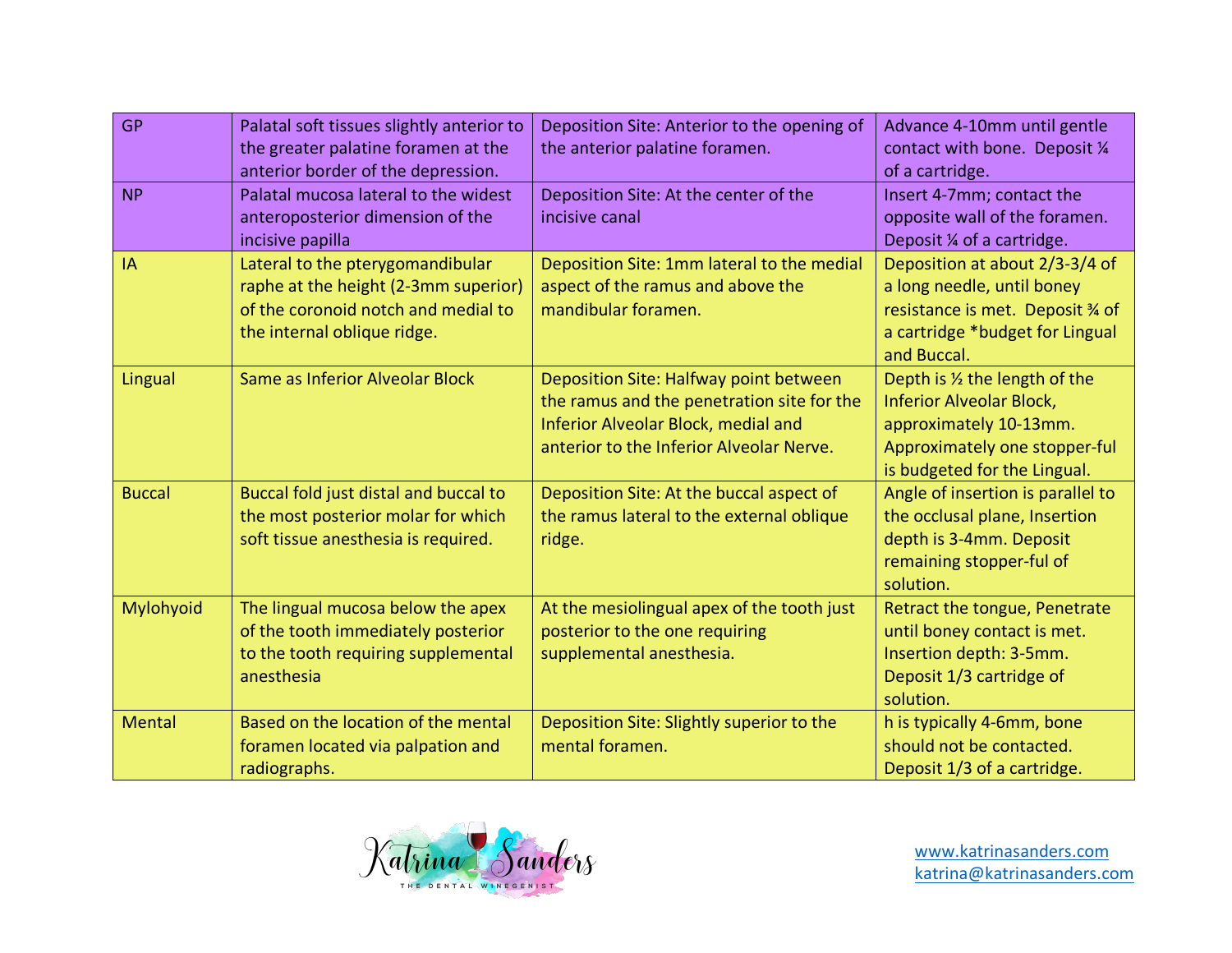| GP | Palatal soft tissues slightly anterior to the greater palatine foramen at the anterior border of the depression. | Deposition Site: Anterior to the opening of the anterior palatine foramen. | Advance 4-10mm until gentle contact with bone. Deposit ¼ of a cartridge. |
|---|---|---|---|
| NP | Palatal mucosa lateral to the widest anteroposterior dimension of the incisive papilla | Deposition Site: At the center of the incisive canal | Insert 4-7mm; contact the opposite wall of the foramen. Deposit ¼ of a cartridge. |
| IA | Lateral to the pterygomandibular raphe at the height (2-3mm superior) of the coronoid notch and medial to the internal oblique ridge. | Deposition Site: 1mm lateral to the medial aspect of the ramus and above the mandibular foramen. | Deposition at about 2/3-3/4 of a long needle, until boney resistance is met. Deposit ¾ of a cartridge *budget for Lingual and Buccal. |
| Lingual | Same as Inferior Alveolar Block | Deposition Site: Halfway point between the ramus and the penetration site for the Inferior Alveolar Block, medial and anterior to the Inferior Alveolar Nerve. | Depth is ½ the length of the Inferior Alveolar Block, approximately 10-13mm. Approximately one stopper-ful is budgeted for the Lingual. |
| Buccal | Buccal fold just distal and buccal to the most posterior molar for which soft tissue anesthesia is required. | Deposition Site: At the buccal aspect of the ramus lateral to the external oblique ridge. | Angle of insertion is parallel to the occlusal plane, Insertion depth is 3-4mm. Deposit remaining stopper-ful of solution. |
| Mylohyoid | The lingual mucosa below the apex of the tooth immediately posterior to the tooth requiring supplemental anesthesia | At the mesiolingual apex of the tooth just posterior to the one requiring supplemental anesthesia. | Retract the tongue, Penetrate until boney contact is met. Insertion depth: 3-5mm. Deposit 1/3 cartridge of solution. |
| Mental | Based on the location of the mental foramen located via palpation and radiographs. | Deposition Site: Slightly superior to the mental foramen. | h is typically 4-6mm, bone should not be contacted. Deposit 1/3 of a cartridge. |

Katrina Sanders
THE DENTAL WINEGENIST

www.katrinasanders.com
katrina@katrinasanders.com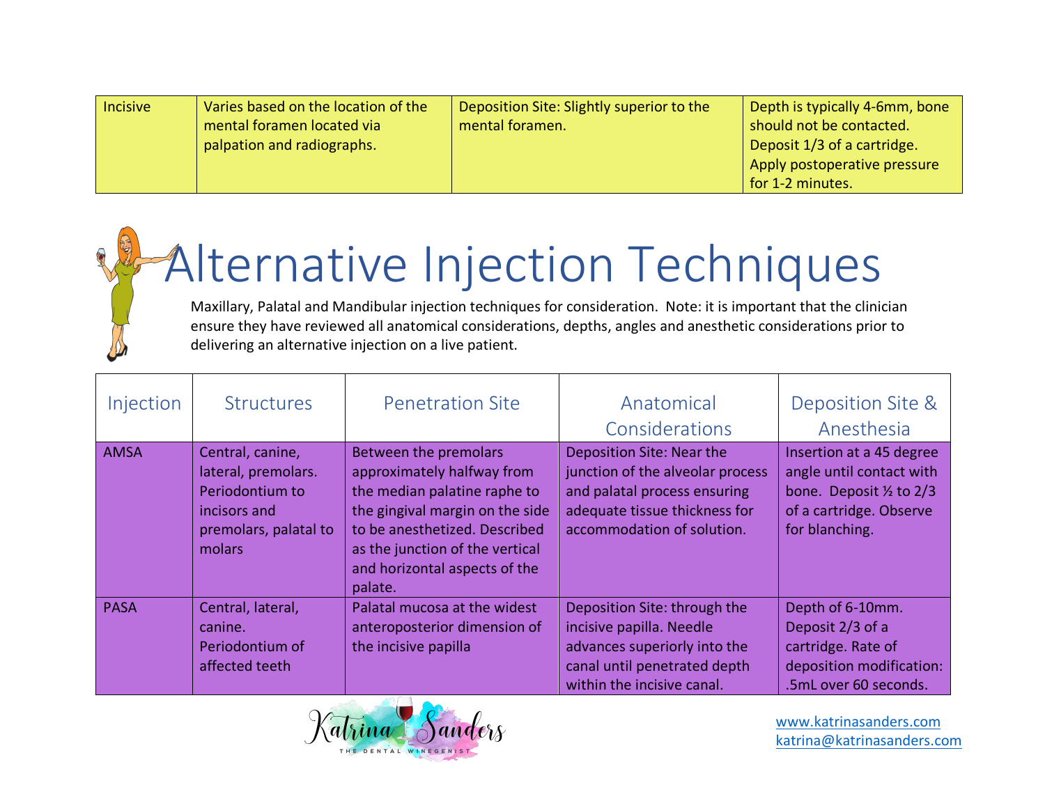| Incisive | Varies based on the location of the mental foramen located via palpation and radiographs. | Deposition Site: Slightly superior to the mental foramen. | Depth is typically 4-6mm, bone should not be contacted. Deposit 1/3 of a cartridge. Apply postoperative pressure for 1-2 minutes. |
|---|---|---|---|

# Alternative Injection Techniques

Maxillary, Palatal and Mandibular injection techniques for consideration. Note: it is important that the clinician ensure they have reviewed all anatomical considerations, depths, angles and anesthetic considerations prior to delivering an alternative injection on a live patient.

| Injection | Structures | Penetration Site | Anatomical Considerations | Deposition Site & Anesthesia |
|---|---|---|---|---|
| AMSA | Central, canine, lateral, premolars. Periodontium to incisors and premolars, palatal to molars | Between the premolars approximately halfway from the median palatine raphe to the gingival margin on the side to be anesthetized. Described as the junction of the vertical and horizontal aspects of the palate. | Deposition Site: Near the junction of the alveolar process and palatal process ensuring adequate tissue thickness for accommodation of solution. | Insertion at a 45 degree angle until contact with bone. Deposit ½ to 2/3 of a cartridge. Observe for blanching. |
| PASA | Central, lateral, canine. Periodontium of affected teeth | Palatal mucosa at the widest anteroposterior dimension of the incisive papilla | Deposition Site: through the incisive papilla. Needle advances superiorly into the canal until penetrated depth within the incisive canal. | Depth of 6-10mm. Deposit 2/3 of a cartridge. Rate of deposition modification: .5mL over 60 seconds. |

Katrina Sanders THE DENTAL WINEGENIST

www.katrinasanders.com
katrina@katrinasanders.com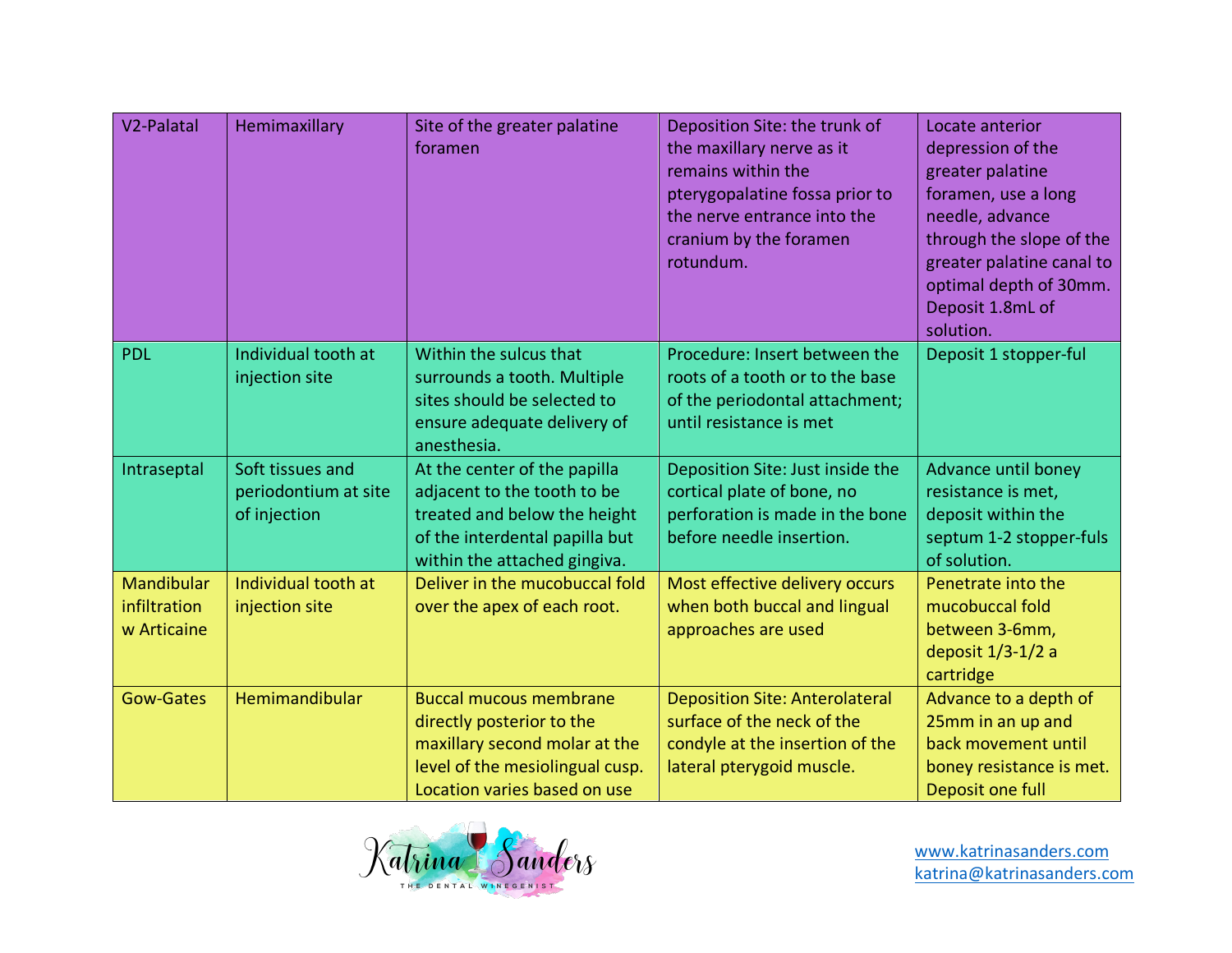| | | | | |
|---|---|---|---|---|
| V2-Palatal | Hemimaxillary | Site of the greater palatine foramen | Deposition Site: the trunk of the maxillary nerve as it remains within the pterygopalatine fossa prior to the nerve entrance into the cranium by the foramen rotundum. | Locate anterior depression of the greater palatine foramen, use a long needle, advance through the slope of the greater palatine canal to optimal depth of 30mm. Deposit 1.8mL of solution. |
| PDL | Individual tooth at injection site | Within the sulcus that surrounds a tooth. Multiple sites should be selected to ensure adequate delivery of anesthesia. | Procedure: Insert between the roots of a tooth or to the base of the periodontal attachment; until resistance is met | Deposit 1 stopper-ful |
| Intraseptal | Soft tissues and periodontium at site of injection | At the center of the papilla adjacent to the tooth to be treated and below the height of the interdental papilla but within the attached gingiva. | Deposition Site: Just inside the cortical plate of bone, no perforation is made in the bone before needle insertion. | Advance until boney resistance is met, deposit within the septum 1-2 stopper-fuls of solution. |
| Mandibular infiltration w Articaine | Individual tooth at injection site | Deliver in the mucobuccal fold over the apex of each root. | Most effective delivery occurs when both buccal and lingual approaches are used | Penetrate into the mucobuccal fold between 3-6mm, deposit 1/3-1/2 a cartridge |
| Gow-Gates | Hemimandibular | Buccal mucous membrane directly posterior to the maxillary second molar at the level of the mesiolingual cusp. Location varies based on use | Deposition Site: Anterolateral surface of the neck of the condyle at the insertion of the lateral pterygoid muscle. | Advance to a depth of 25mm in an up and back movement until boney resistance is met. Deposit one full |

Katrina Sanders
THE DENTAL WINEGENIST

www.katrinasanders.com
katrina@katrinasanders.com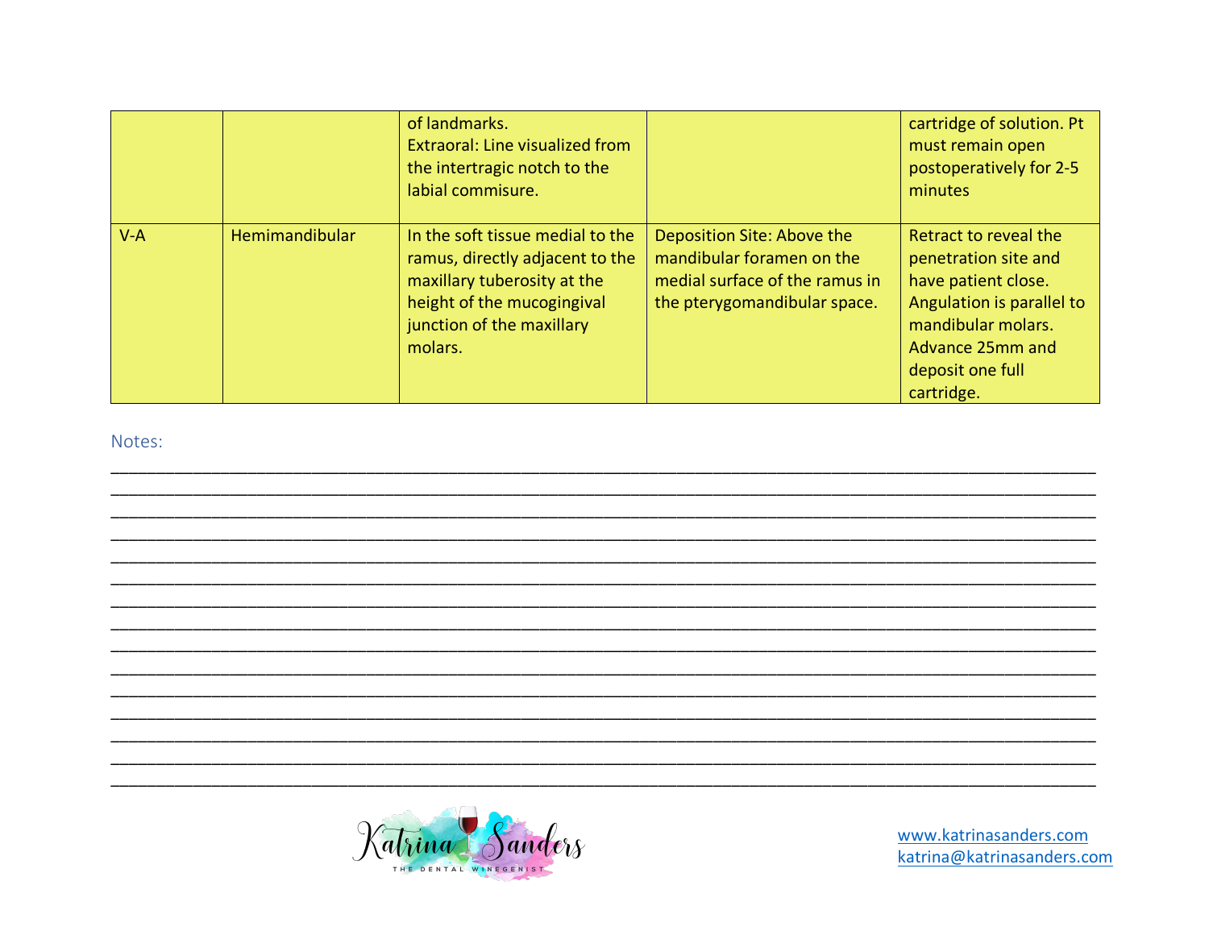| | | | | |
|---|---|---|---|---|
| | | of landmarks.<br>Extraoral: Line visualized from the intertragic notch to the labial commisure. | | cartridge of solution. Pt must remain open postoperatively for 2-5 minutes |
| V-A | Hemimandibular | In the soft tissue medial to the ramus, directly adjacent to the maxillary tuberosity at the height of the mucogingival junction of the maxillary molars. | Deposition Site: Above the mandibular foramen on the medial surface of the ramus in the pterygomandibular space. | Retract to reveal the penetration site and have patient close. Angulation is parallel to mandibular molars. Advance 25mm and deposit one full cartridge. |

Notes:

www.katrinasanders.com
katrina@katrinasanders.com